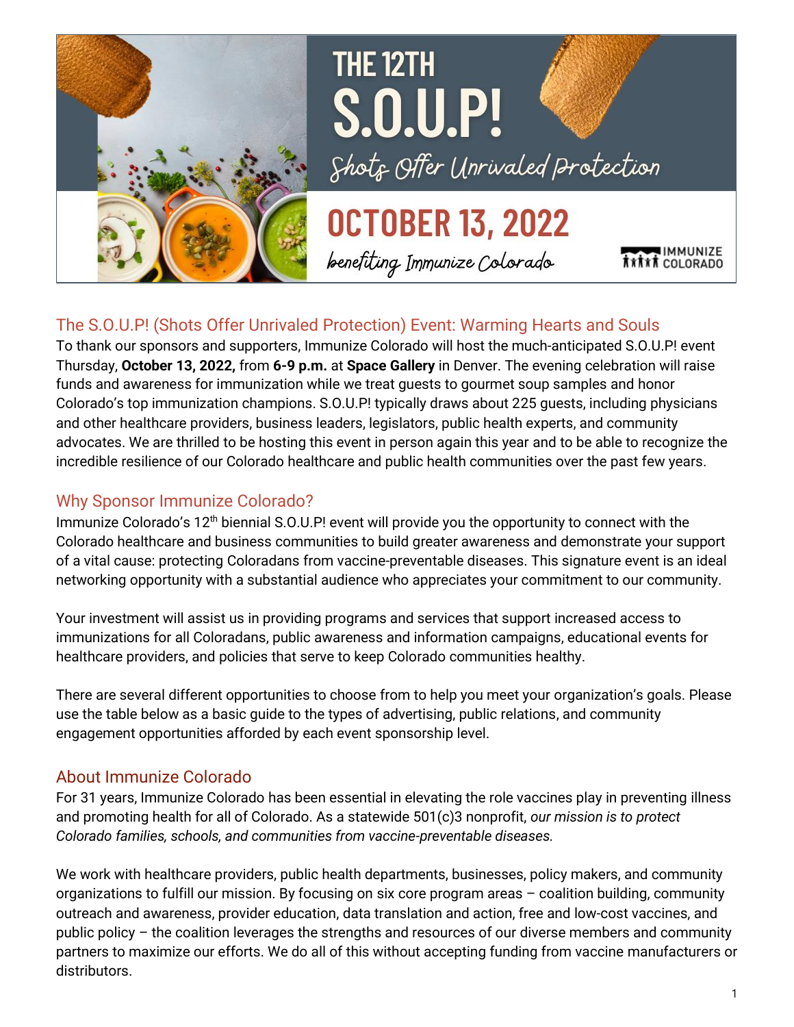# THE 12TH S.O.U.P!

*Shots Offer Unrivaled Protection*

**OCTOBER 13, 2022**

*benefiting Immunize Colorado*

IMMUNIZE COLORADO

## The S.O.U.P! (Shots Offer Unrivaled Protection) Event: Warming Hearts and Souls

To thank our sponsors and supporters, Immunize Colorado will host the much-anticipated S.O.U.P! event Thursday, **October 13, 2022,** from **6-9 p.m.** at **Space Gallery** in Denver. The evening celebration will raise funds and awareness for immunization while we treat guests to gourmet soup samples and honor Colorado's top immunization champions. S.O.U.P! typically draws about 225 guests, including physicians and other healthcare providers, business leaders, legislators, public health experts, and community advocates. We are thrilled to be hosting this event in person again this year and to be able to recognize the incredible resilience of our Colorado healthcare and public health communities over the past few years.

## Why Sponsor Immunize Colorado?

Immunize Colorado's 12th biennial S.O.U.P! event will provide you the opportunity to connect with the Colorado healthcare and business communities to build greater awareness and demonstrate your support of a vital cause: protecting Coloradans from vaccine-preventable diseases. This signature event is an ideal networking opportunity with a substantial audience who appreciates your commitment to our community.

Your investment will assist us in providing programs and services that support increased access to immunizations for all Coloradans, public awareness and information campaigns, educational events for healthcare providers, and policies that serve to keep Colorado communities healthy.

There are several different opportunities to choose from to help you meet your organization's goals. Please use the table below as a basic guide to the types of advertising, public relations, and community engagement opportunities afforded by each event sponsorship level.

## About Immunize Colorado

For 31 years, Immunize Colorado has been essential in elevating the role vaccines play in preventing illness and promoting health for all of Colorado. As a statewide 501(c)3 nonprofit, *our mission is to protect Colorado families, schools, and communities from vaccine-preventable diseases.*

We work with healthcare providers, public health departments, businesses, policy makers, and community organizations to fulfill our mission. By focusing on six core program areas – coalition building, community outreach and awareness, provider education, data translation and action, free and low-cost vaccines, and public policy – the coalition leverages the strengths and resources of our diverse members and community partners to maximize our efforts. We do all of this without accepting funding from vaccine manufacturers or distributors.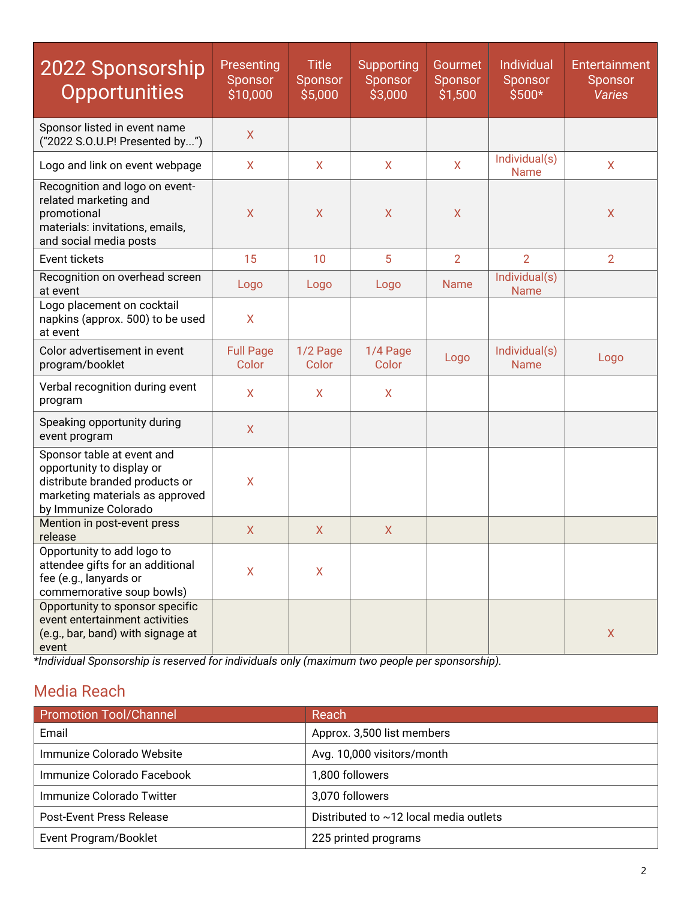| 2022 Sponsorship Opportunities | Presenting Sponsor $10,000 | Title Sponsor $5,000 | Supporting Sponsor $3,000 | Gourmet Sponsor $1,500 | Individual Sponsor $500* | Entertainment Sponsor *Varies* |
|---|---|---|---|---|---|---|
| Sponsor listed in event name ("2022 S.O.U.P! Presented by...") | X | | | | | |
| Logo and link on event webpage | X | X | X | X | Individual(s) Name | X |
| Recognition and logo on event-related marketing and promotional materials: invitations, emails, and social media posts | X | X | X | X | | X |
| Event tickets | 15 | 10 | 5 | 2 | 2 | 2 |
| Recognition on overhead screen at event | Logo | Logo | Logo | Name | Individual(s) Name | |
| Logo placement on cocktail napkins (approx. 500) to be used at event | X | | | | | |
| Color advertisement in event program/booklet | Full Page Color | 1/2 Page Color | 1/4 Page Color | Logo | Individual(s) Name | Logo |
| Verbal recognition during event program | X | X | X | | | |
| Speaking opportunity during event program | X | | | | | |
| Sponsor table at event and opportunity to display or distribute branded products or marketing materials as approved by Immunize Colorado | X | | | | | |
| Mention in post-event press release | X | X | X | | | |
| Opportunity to add logo to attendee gifts for an additional fee (e.g., lanyards or commemorative soup bowls) | X | X | | | | |
| Opportunity to sponsor specific event entertainment activities (e.g., bar, band) with signage at event | | | | | | X |

*\*Individual Sponsorship is reserved for individuals only (maximum two people per sponsorship).*

## Media Reach

| Promotion Tool/Channel | Reach |
|---|---|
| Email | Approx. 3,500 list members |
| Immunize Colorado Website | Avg. 10,000 visitors/month |
| Immunize Colorado Facebook | 1,800 followers |
| Immunize Colorado Twitter | 3,070 followers |
| Post-Event Press Release | Distributed to ~12 local media outlets |
| Event Program/Booklet | 225 printed programs |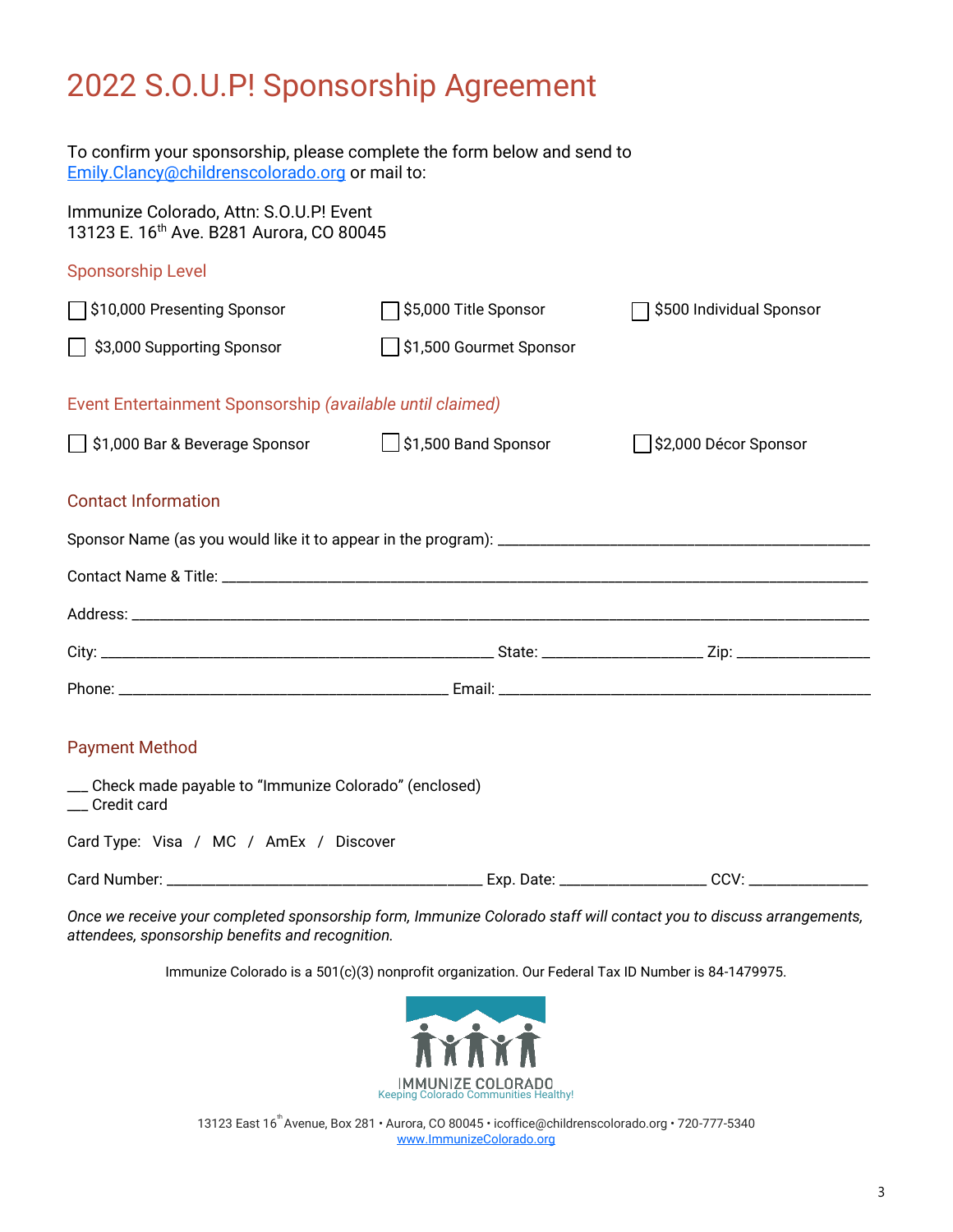# 2022 S.O.U.P! Sponsorship Agreement

To confirm your sponsorship, please complete the form below and send to Emily.Clancy@childrenscolorado.org or mail to:

Immunize Colorado, Attn: S.O.U.P! Event
13123 E. 16th Ave. B281 Aurora, CO 80045

## Sponsorship Level

☐ $10,000 Presenting Sponsor

☐ $5,000 Title Sponsor

☐ $500 Individual Sponsor

☐ $3,000 Supporting Sponsor

☐ $1,500 Gourmet Sponsor

## Event Entertainment Sponsorship *(available until claimed)*

☐ $1,000 Bar & Beverage Sponsor

☐ $1,500 Band Sponsor

☐ $2,000 Décor Sponsor

## Contact Information

Sponsor Name (as you would like it to appear in the program): ______________________________

Contact Name & Title: ______________________________

Address: ______________________________

City: ______________________________ State: ____________ Zip: ____________

Phone: ______________________________ Email: ______________________________

## Payment Method

___ Check made payable to "Immunize Colorado" (enclosed)
___ Credit card

Card Type: Visa / MC / AmEx / Discover

Card Number: ______________________________ Exp. Date: ____________ CCV: ____________

*Once we receive your completed sponsorship form, Immunize Colorado staff will contact you to discuss arrangements, attendees, sponsorship benefits and recognition.*

Immunize Colorado is a 501(c)(3) nonprofit organization. Our Federal Tax ID Number is 84-1479975.

IMMUNIZE COLORADO
Keeping Colorado Communities Healthy!

13123 East 16th Avenue, Box 281 • Aurora, CO 80045 • icoffice@childrenscolorado.org • 720-777-5340
www.ImmunizeColorado.org